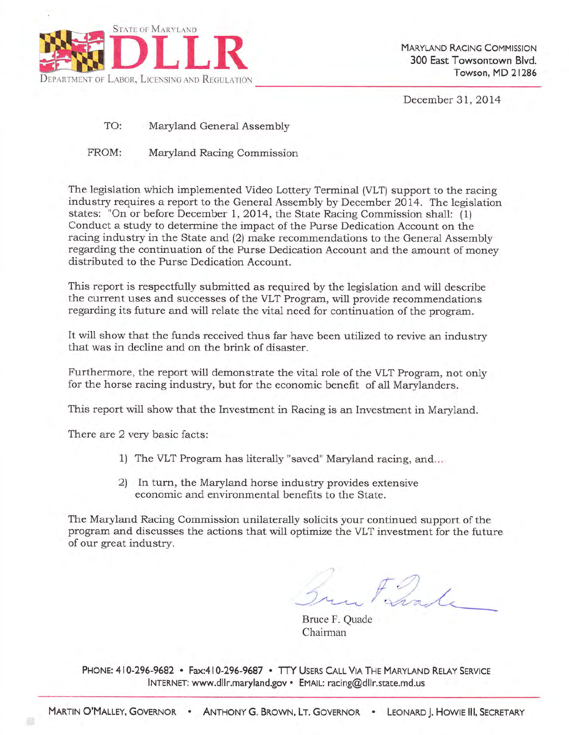STATE OF MARYLAND

**DLLR**

DEPARTMENT OF LABOR, LICENSING AND REGULATION

MARYLAND RACING COMMISSION
300 East Towsontown Blvd.
Towson, MD 21286

December 31, 2014

TO: Maryland General Assembly

FROM: Maryland Racing Commission

The legislation which implemented Video Lottery Terminal (VLT) support to the racing industry requires a report to the General Assembly by December 2014. The legislation states: "On or before December 1, 2014, the State Racing Commission shall: (1) Conduct a study to determine the impact of the Purse Dedication Account on the racing industry in the State and (2) make recommendations to the General Assembly regarding the continuation of the Purse Dedication Account and the amount of money distributed to the Purse Dedication Account.

This report is respectfully submitted as required by the legislation and will describe the current uses and successes of the VLT Program, will provide recommendations regarding its future and will relate the vital need for continuation of the program.

It will show that the funds received thus far have been utilized to revive an industry that was in decline and on the brink of disaster.

Furthermore, the report will demonstrate the vital role of the VLT Program, not only for the horse racing industry, but for the economic benefit of all Marylanders.

This report will show that the Investment in Racing is an Investment in Maryland.

There are 2 very basic facts:

1) The VLT Program has literally "saved" Maryland racing, and...

2) In turn, the Maryland horse industry provides extensive economic and environmental benefits to the State.

The Maryland Racing Commission unilaterally solicits your continued support of the program and discusses the actions that will optimize the VLT investment for the future of our great industry.

Bruce F. Quade
Chairman

PHONE: 410-296-9682 • Fax:410-296-9687 • TTY USERS CALL VIA THE MARYLAND RELAY SERVICE
INTERNET: www.dllr.maryland.gov • EMAIL: racing@dllr.state.md.us

MARTIN O'MALLEY, GOVERNOR • ANTHONY G. BROWN, LT. GOVERNOR • LEONARD J. HOWIE III, SECRETARY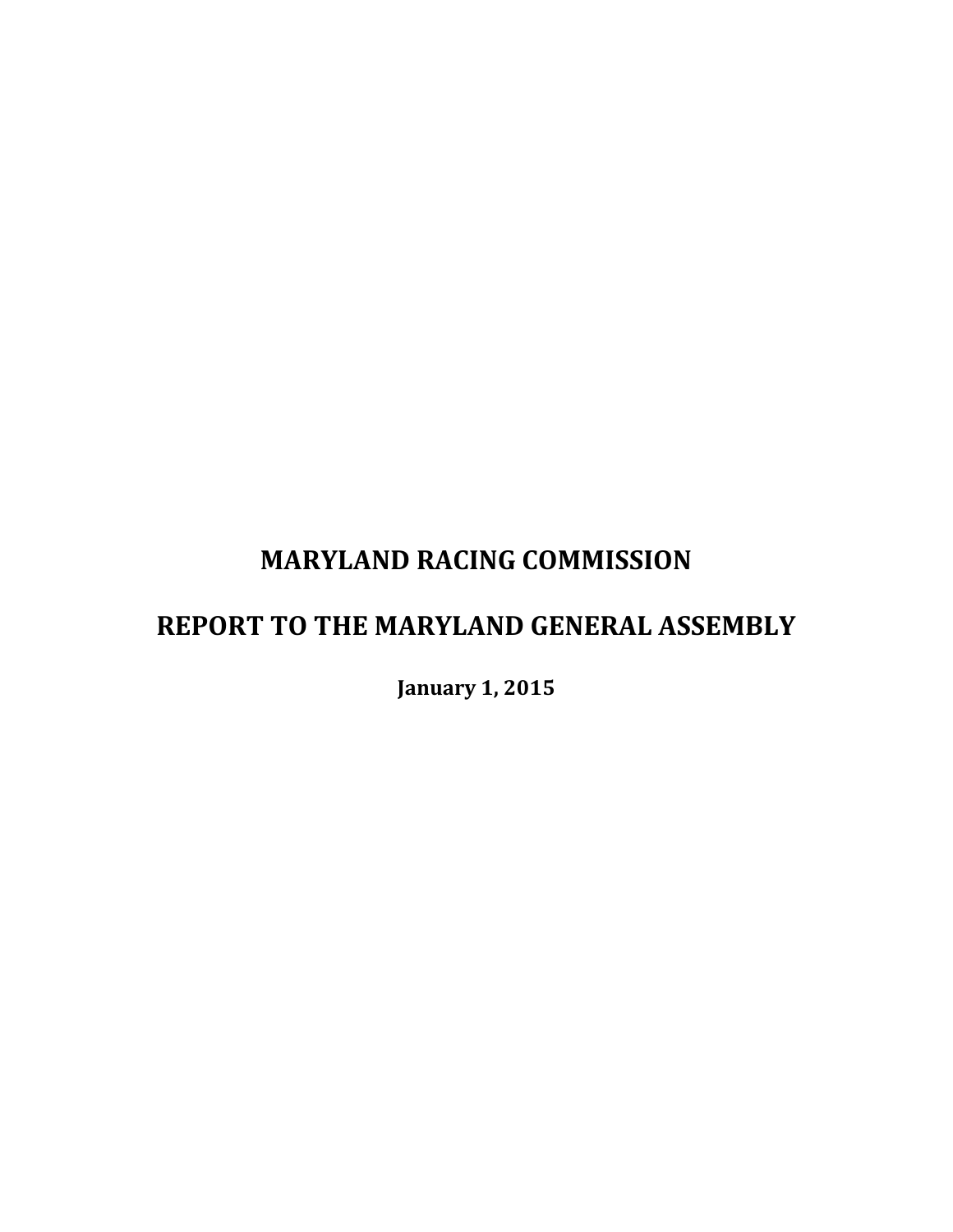# MARYLAND RACING COMMISSION

# REPORT TO THE MARYLAND GENERAL ASSEMBLY

**January 1, 2015**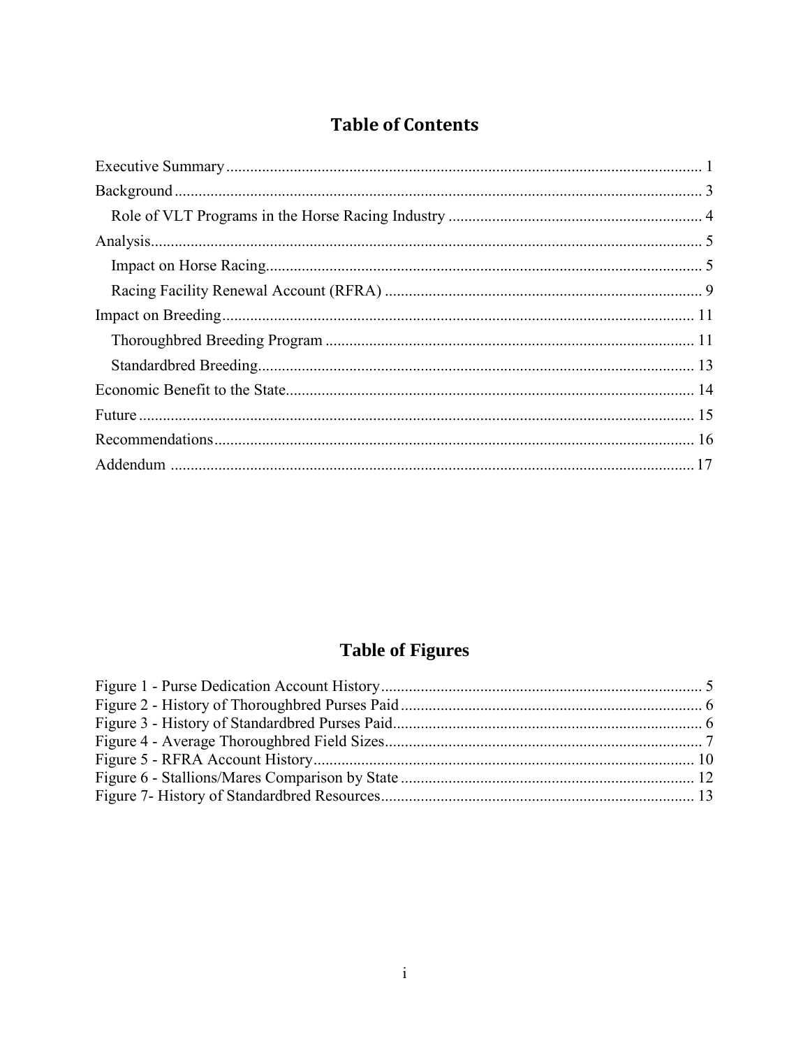# Table of Contents

Executive Summary ........................................................ 1
Background ........................................................ 3
  Role of VLT Programs in the Horse Racing Industry ........................................................ 4
Analysis ........................................................ 5
  Impact on Horse Racing ........................................................ 5
  Racing Facility Renewal Account (RFRA) ........................................................ 9
Impact on Breeding ........................................................ 11
  Thoroughbred Breeding Program ........................................................ 11
  Standardbred Breeding ........................................................ 13
Economic Benefit to the State ........................................................ 14
Future ........................................................ 15
Recommendations ........................................................ 16
Addendum ........................................................ 17

# Table of Figures

Figure 1 - Purse Dedication Account History ........................................................ 5
Figure 2 - History of Thoroughbred Purses Paid ........................................................ 6
Figure 3 - History of Standardbred Purses Paid ........................................................ 6
Figure 4 - Average Thoroughbred Field Sizes ........................................................ 7
Figure 5 - RFRA Account History ........................................................ 10
Figure 6 - Stallions/Mares Comparison by State ........................................................ 12
Figure 7- History of Standardbred Resources ........................................................ 13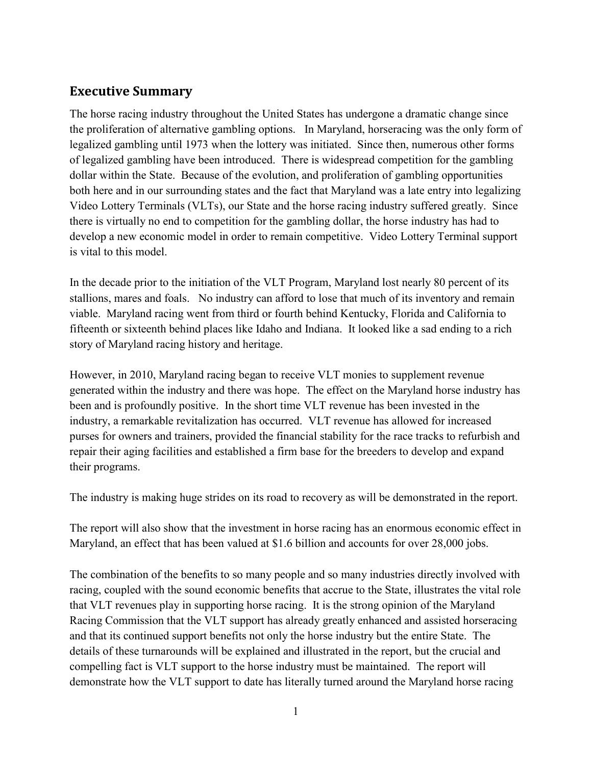## Executive Summary

The horse racing industry throughout the United States has undergone a dramatic change since the proliferation of alternative gambling options. In Maryland, horseracing was the only form of legalized gambling until 1973 when the lottery was initiated. Since then, numerous other forms of legalized gambling have been introduced. There is widespread competition for the gambling dollar within the State. Because of the evolution, and proliferation of gambling opportunities both here and in our surrounding states and the fact that Maryland was a late entry into legalizing Video Lottery Terminals (VLTs), our State and the horse racing industry suffered greatly. Since there is virtually no end to competition for the gambling dollar, the horse industry has had to develop a new economic model in order to remain competitive. Video Lottery Terminal support is vital to this model.

In the decade prior to the initiation of the VLT Program, Maryland lost nearly 80 percent of its stallions, mares and foals. No industry can afford to lose that much of its inventory and remain viable. Maryland racing went from third or fourth behind Kentucky, Florida and California to fifteenth or sixteenth behind places like Idaho and Indiana. It looked like a sad ending to a rich story of Maryland racing history and heritage.

However, in 2010, Maryland racing began to receive VLT monies to supplement revenue generated within the industry and there was hope. The effect on the Maryland horse industry has been and is profoundly positive. In the short time VLT revenue has been invested in the industry, a remarkable revitalization has occurred. VLT revenue has allowed for increased purses for owners and trainers, provided the financial stability for the race tracks to refurbish and repair their aging facilities and established a firm base for the breeders to develop and expand their programs.

The industry is making huge strides on its road to recovery as will be demonstrated in the report.

The report will also show that the investment in horse racing has an enormous economic effect in Maryland, an effect that has been valued at $1.6 billion and accounts for over 28,000 jobs.

The combination of the benefits to so many people and so many industries directly involved with racing, coupled with the sound economic benefits that accrue to the State, illustrates the vital role that VLT revenues play in supporting horse racing. It is the strong opinion of the Maryland Racing Commission that the VLT support has already greatly enhanced and assisted horseracing and that its continued support benefits not only the horse industry but the entire State. The details of these turnarounds will be explained and illustrated in the report, but the crucial and compelling fact is VLT support to the horse industry must be maintained. The report will demonstrate how the VLT support to date has literally turned around the Maryland horse racing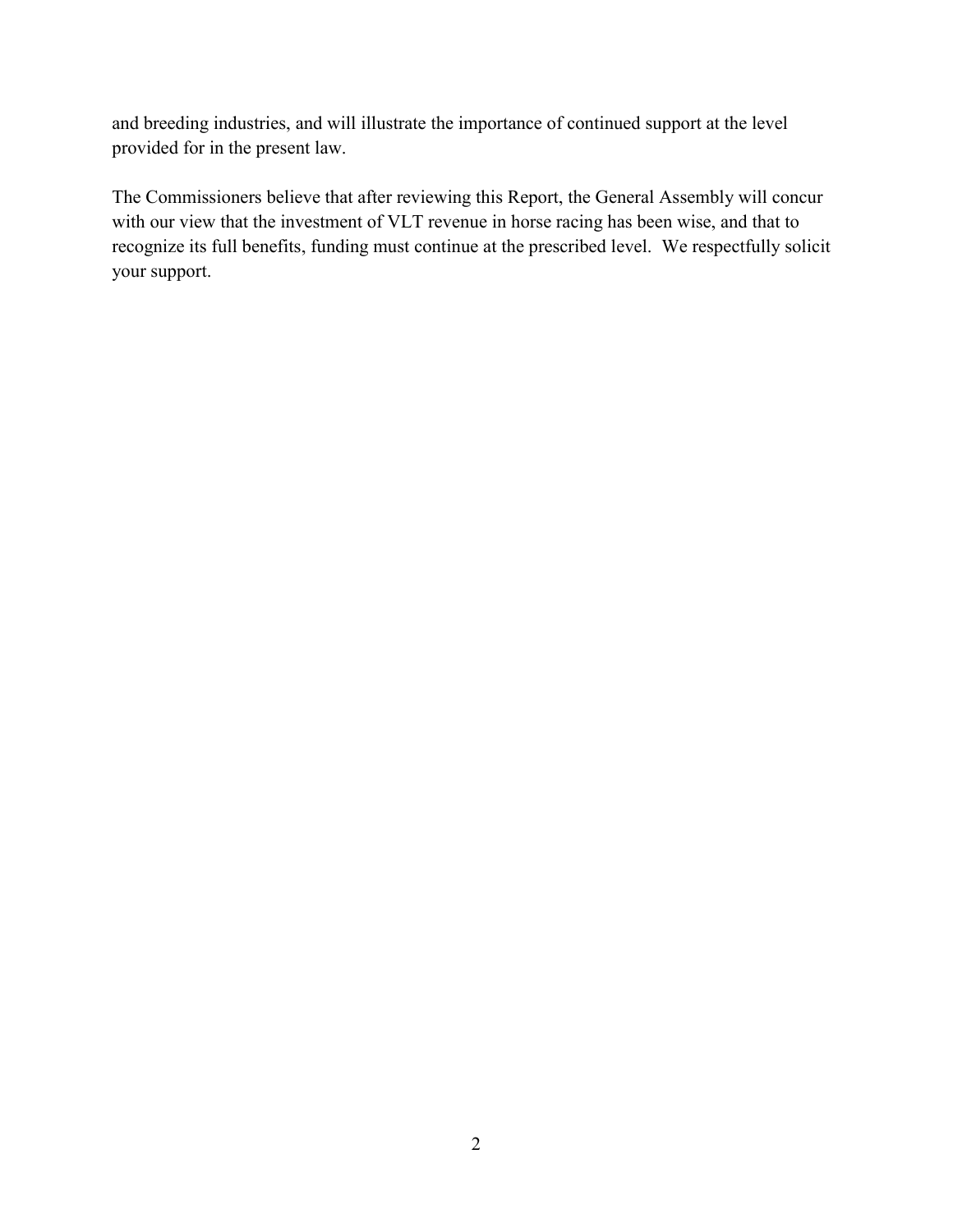and breeding industries, and will illustrate the importance of continued support at the level provided for in the present law.

The Commissioners believe that after reviewing this Report, the General Assembly will concur with our view that the investment of VLT revenue in horse racing has been wise, and that to recognize its full benefits, funding must continue at the prescribed level. We respectfully solicit your support.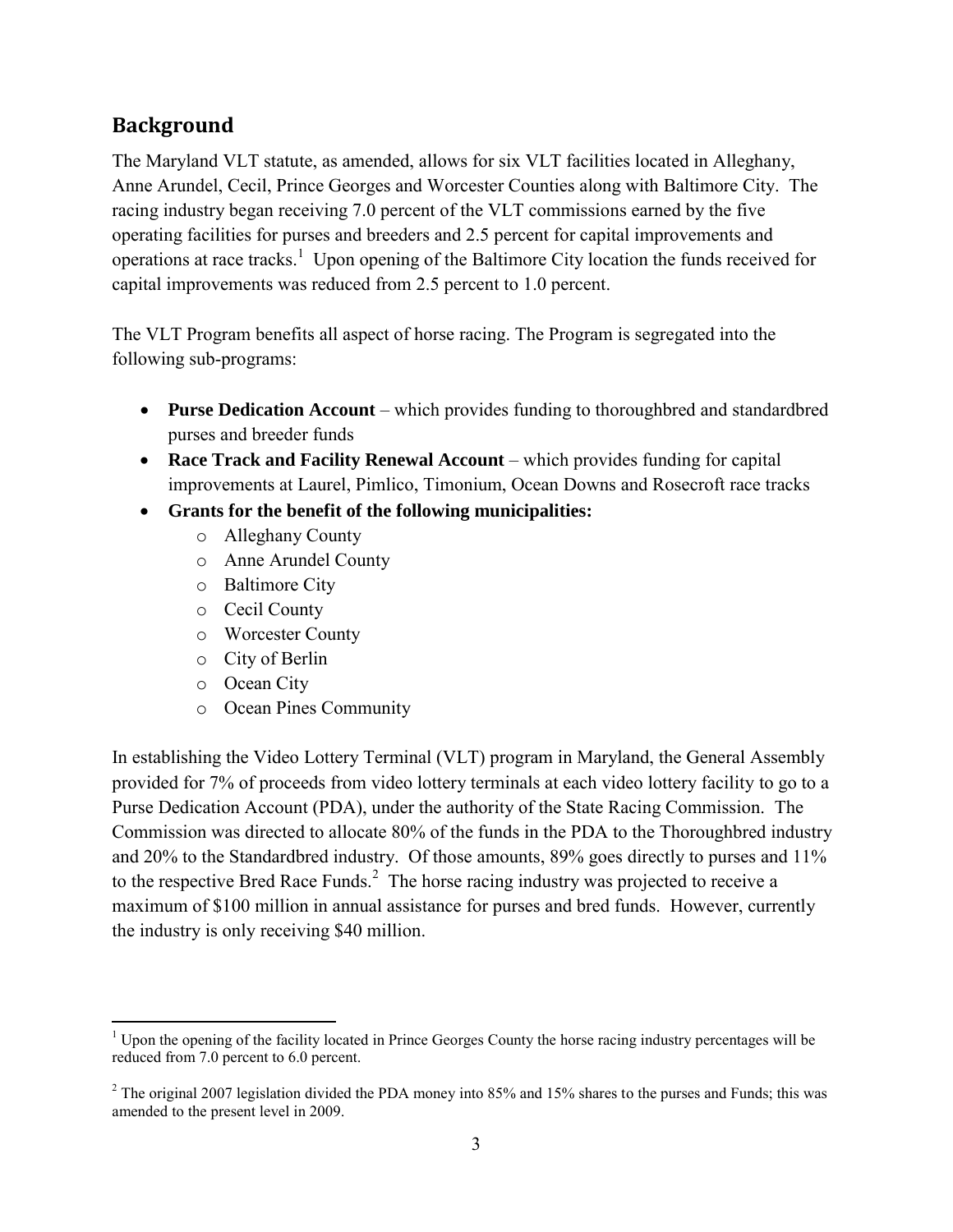## Background

The Maryland VLT statute, as amended, allows for six VLT facilities located in Alleghany, Anne Arundel, Cecil, Prince Georges and Worcester Counties along with Baltimore City. The racing industry began receiving 7.0 percent of the VLT commissions earned by the five operating facilities for purses and breeders and 2.5 percent for capital improvements and operations at race tracks.[1] Upon opening of the Baltimore City location the funds received for capital improvements was reduced from 2.5 percent to 1.0 percent.

The VLT Program benefits all aspect of horse racing. The Program is segregated into the following sub-programs:

- **Purse Dedication Account** – which provides funding to thoroughbred and standardbred purses and breeder funds
- **Race Track and Facility Renewal Account** – which provides funding for capital improvements at Laurel, Pimlico, Timonium, Ocean Downs and Rosecroft race tracks
- **Grants for the benefit of the following municipalities:**
  - Alleghany County
  - Anne Arundel County
  - Baltimore City
  - Cecil County
  - Worcester County
  - City of Berlin
  - Ocean City
  - Ocean Pines Community

In establishing the Video Lottery Terminal (VLT) program in Maryland, the General Assembly provided for 7% of proceeds from video lottery terminals at each video lottery facility to go to a Purse Dedication Account (PDA), under the authority of the State Racing Commission. The Commission was directed to allocate 80% of the funds in the PDA to the Thoroughbred industry and 20% to the Standardbred industry. Of those amounts, 89% goes directly to purses and 11% to the respective Bred Race Funds.[2] The horse racing industry was projected to receive a maximum of $100 million in annual assistance for purses and bred funds. However, currently the industry is only receiving $40 million.

---

[1] Upon the opening of the facility located in Prince Georges County the horse racing industry percentages will be reduced from 7.0 percent to 6.0 percent.

[2] The original 2007 legislation divided the PDA money into 85% and 15% shares to the purses and Funds; this was amended to the present level in 2009.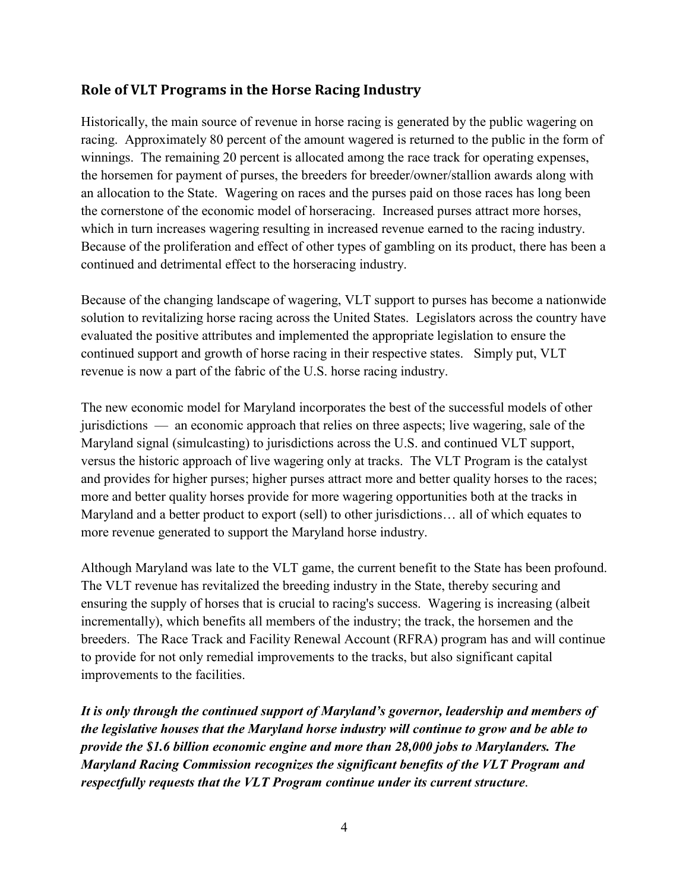## Role of VLT Programs in the Horse Racing Industry

Historically, the main source of revenue in horse racing is generated by the public wagering on racing. Approximately 80 percent of the amount wagered is returned to the public in the form of winnings. The remaining 20 percent is allocated among the race track for operating expenses, the horsemen for payment of purses, the breeders for breeder/owner/stallion awards along with an allocation to the State. Wagering on races and the purses paid on those races has long been the cornerstone of the economic model of horseracing. Increased purses attract more horses, which in turn increases wagering resulting in increased revenue earned to the racing industry. Because of the proliferation and effect of other types of gambling on its product, there has been a continued and detrimental effect to the horseracing industry.

Because of the changing landscape of wagering, VLT support to purses has become a nationwide solution to revitalizing horse racing across the United States. Legislators across the country have evaluated the positive attributes and implemented the appropriate legislation to ensure the continued support and growth of horse racing in their respective states. Simply put, VLT revenue is now a part of the fabric of the U.S. horse racing industry.

The new economic model for Maryland incorporates the best of the successful models of other jurisdictions — an economic approach that relies on three aspects; live wagering, sale of the Maryland signal (simulcasting) to jurisdictions across the U.S. and continued VLT support, versus the historic approach of live wagering only at tracks. The VLT Program is the catalyst and provides for higher purses; higher purses attract more and better quality horses to the races; more and better quality horses provide for more wagering opportunities both at the tracks in Maryland and a better product to export (sell) to other jurisdictions… all of which equates to more revenue generated to support the Maryland horse industry.

Although Maryland was late to the VLT game, the current benefit to the State has been profound. The VLT revenue has revitalized the breeding industry in the State, thereby securing and ensuring the supply of horses that is crucial to racing's success. Wagering is increasing (albeit incrementally), which benefits all members of the industry; the track, the horsemen and the breeders. The Race Track and Facility Renewal Account (RFRA) program has and will continue to provide for not only remedial improvements to the tracks, but also significant capital improvements to the facilities.

***It is only through the continued support of Maryland's governor, leadership and members of the legislative houses that the Maryland horse industry will continue to grow and be able to provide the $1.6 billion economic engine and more than 28,000 jobs to Marylanders. The Maryland Racing Commission recognizes the significant benefits of the VLT Program and respectfully requests that the VLT Program continue under its current structure.***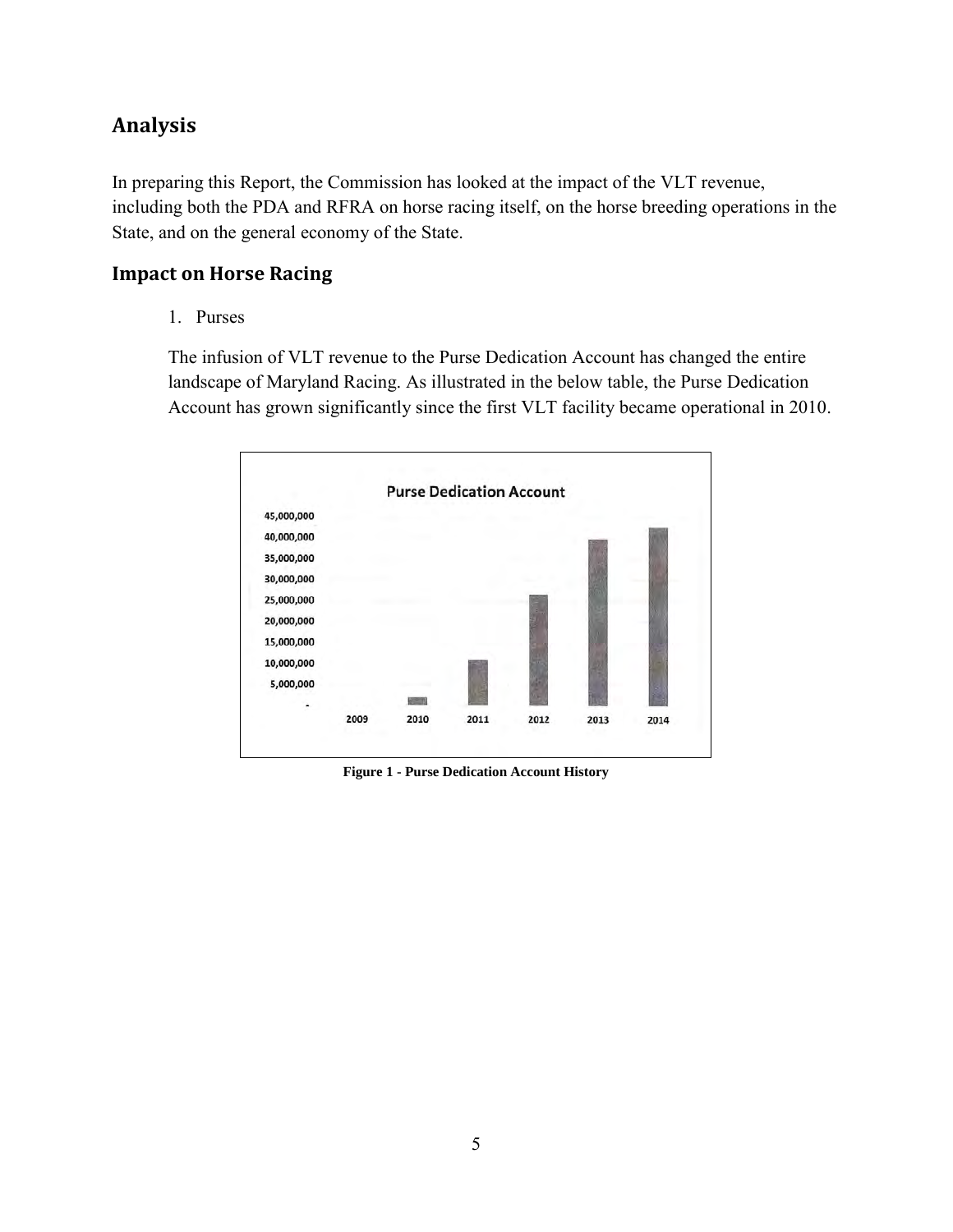## Analysis

In preparing this Report, the Commission has looked at the impact of the VLT revenue, including both the PDA and RFRA on horse racing itself, on the horse breeding operations in the State, and on the general economy of the State.

### Impact on Horse Racing

1. Purses

   The infusion of VLT revenue to the Purse Dedication Account has changed the entire landscape of Maryland Racing. As illustrated in the below table, the Purse Dedication Account has grown significantly since the first VLT facility became operational in 2010.

**Figure 1 - Purse Dedication Account History**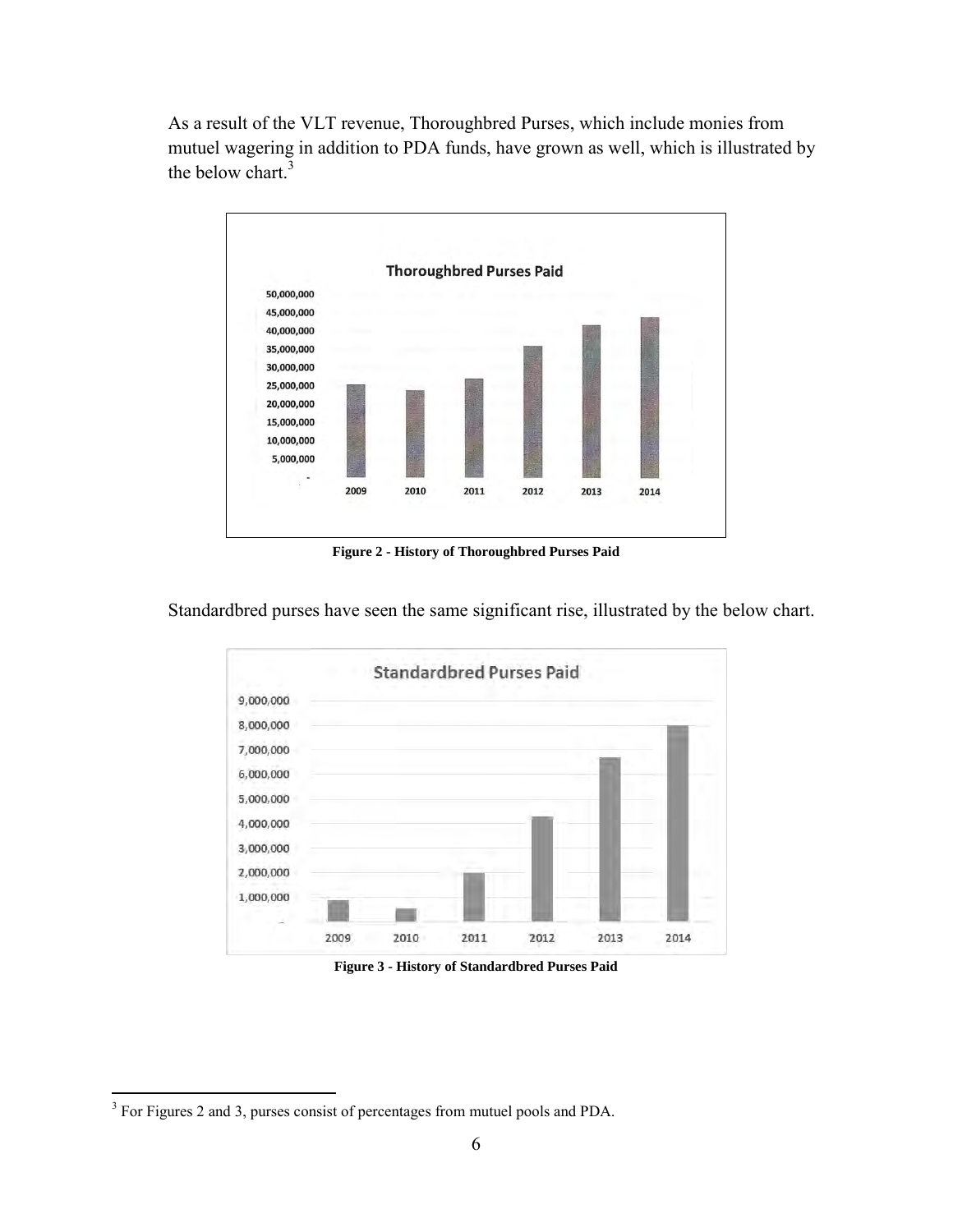As a result of the VLT revenue, Thoroughbred Purses, which include monies from mutuel wagering in addition to PDA funds, have grown as well, which is illustrated by the below chart.[3]

**Figure 2 - History of Thoroughbred Purses Paid**

Standardbred purses have seen the same significant rise, illustrated by the below chart.

**Figure 3 - History of Standardbred Purses Paid**

[3] For Figures 2 and 3, purses consist of percentages from mutuel pools and PDA.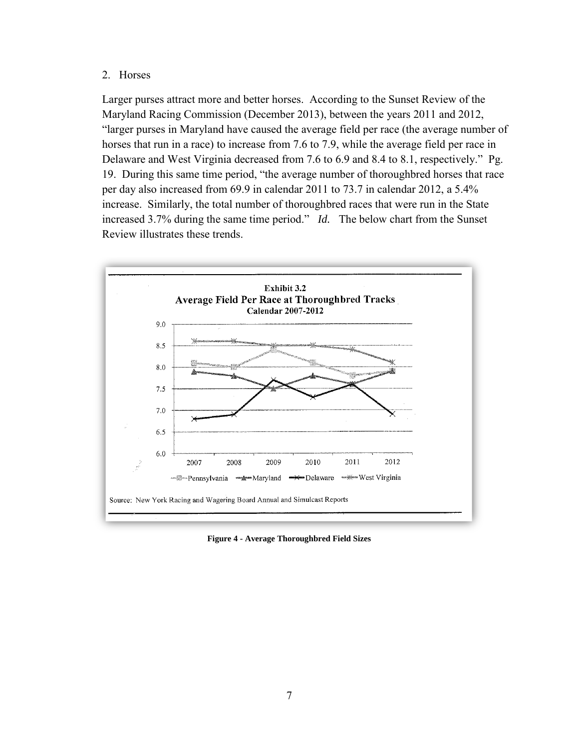2. Horses

Larger purses attract more and better horses. According to the Sunset Review of the Maryland Racing Commission (December 2013), between the years 2011 and 2012, "larger purses in Maryland have caused the average field per race (the average number of horses that run in a race) to increase from 7.6 to 7.9, while the average field per race in Delaware and West Virginia decreased from 7.6 to 6.9 and 8.4 to 8.1, respectively." Pg. 19. During this same time period, "the average number of thoroughbred horses that race per day also increased from 69.9 in calendar 2011 to 73.7 in calendar 2012, a 5.4% increase. Similarly, the total number of thoroughbred races that were run in the State increased 3.7% during the same time period." *Id.* The below chart from the Sunset Review illustrates these trends.

**Figure 4 - Average Thoroughbred Field Sizes**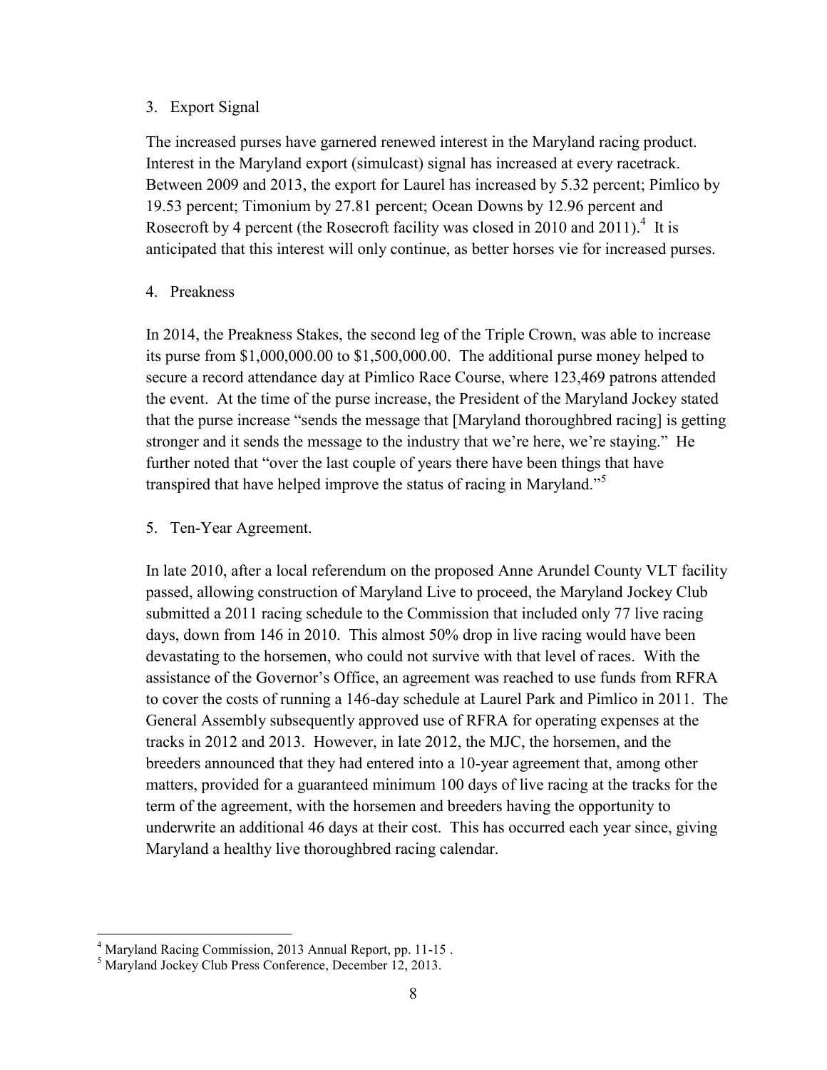3. Export Signal

The increased purses have garnered renewed interest in the Maryland racing product. Interest in the Maryland export (simulcast) signal has increased at every racetrack. Between 2009 and 2013, the export for Laurel has increased by 5.32 percent; Pimlico by 19.53 percent; Timonium by 27.81 percent; Ocean Downs by 12.96 percent and Rosecroft by 4 percent (the Rosecroft facility was closed in 2010 and 2011).[4] It is anticipated that this interest will only continue, as better horses vie for increased purses.

4. Preakness

In 2014, the Preakness Stakes, the second leg of the Triple Crown, was able to increase its purse from $1,000,000.00 to $1,500,000.00. The additional purse money helped to secure a record attendance day at Pimlico Race Course, where 123,469 patrons attended the event. At the time of the purse increase, the President of the Maryland Jockey stated that the purse increase "sends the message that [Maryland thoroughbred racing] is getting stronger and it sends the message to the industry that we're here, we're staying." He further noted that "over the last couple of years there have been things that have transpired that have helped improve the status of racing in Maryland."[5]

5. Ten-Year Agreement.

In late 2010, after a local referendum on the proposed Anne Arundel County VLT facility passed, allowing construction of Maryland Live to proceed, the Maryland Jockey Club submitted a 2011 racing schedule to the Commission that included only 77 live racing days, down from 146 in 2010. This almost 50% drop in live racing would have been devastating to the horsemen, who could not survive with that level of races. With the assistance of the Governor's Office, an agreement was reached to use funds from RFRA to cover the costs of running a 146-day schedule at Laurel Park and Pimlico in 2011. The General Assembly subsequently approved use of RFRA for operating expenses at the tracks in 2012 and 2013. However, in late 2012, the MJC, the horsemen, and the breeders announced that they had entered into a 10-year agreement that, among other matters, provided for a guaranteed minimum 100 days of live racing at the tracks for the term of the agreement, with the horsemen and breeders having the opportunity to underwrite an additional 46 days at their cost. This has occurred each year since, giving Maryland a healthy live thoroughbred racing calendar.

---

[4] Maryland Racing Commission, 2013 Annual Report, pp. 11-15 .

[5] Maryland Jockey Club Press Conference, December 12, 2013.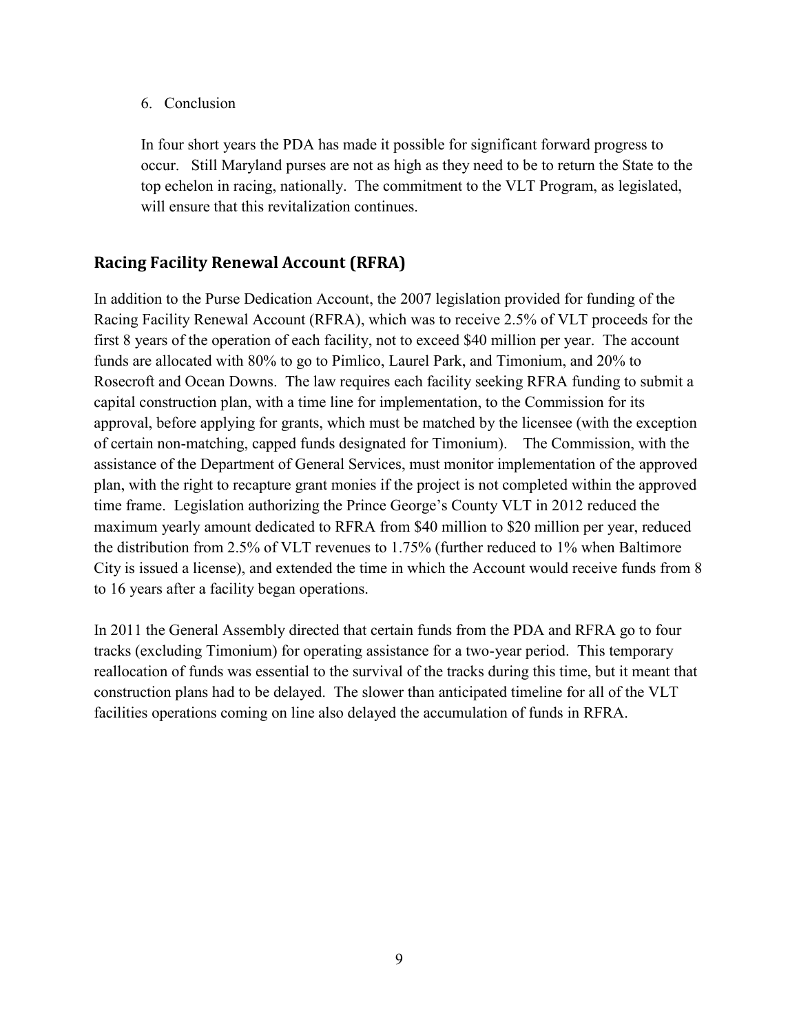6. Conclusion

In four short years the PDA has made it possible for significant forward progress to occur. Still Maryland purses are not as high as they need to be to return the State to the top echelon in racing, nationally. The commitment to the VLT Program, as legislated, will ensure that this revitalization continues.

## Racing Facility Renewal Account (RFRA)

In addition to the Purse Dedication Account, the 2007 legislation provided for funding of the Racing Facility Renewal Account (RFRA), which was to receive 2.5% of VLT proceeds for the first 8 years of the operation of each facility, not to exceed $40 million per year. The account funds are allocated with 80% to go to Pimlico, Laurel Park, and Timonium, and 20% to Rosecroft and Ocean Downs. The law requires each facility seeking RFRA funding to submit a capital construction plan, with a time line for implementation, to the Commission for its approval, before applying for grants, which must be matched by the licensee (with the exception of certain non-matching, capped funds designated for Timonium). The Commission, with the assistance of the Department of General Services, must monitor implementation of the approved plan, with the right to recapture grant monies if the project is not completed within the approved time frame. Legislation authorizing the Prince George's County VLT in 2012 reduced the maximum yearly amount dedicated to RFRA from $40 million to $20 million per year, reduced the distribution from 2.5% of VLT revenues to 1.75% (further reduced to 1% when Baltimore City is issued a license), and extended the time in which the Account would receive funds from 8 to 16 years after a facility began operations.

In 2011 the General Assembly directed that certain funds from the PDA and RFRA go to four tracks (excluding Timonium) for operating assistance for a two-year period. This temporary reallocation of funds was essential to the survival of the tracks during this time, but it meant that construction plans had to be delayed. The slower than anticipated timeline for all of the VLT facilities operations coming on line also delayed the accumulation of funds in RFRA.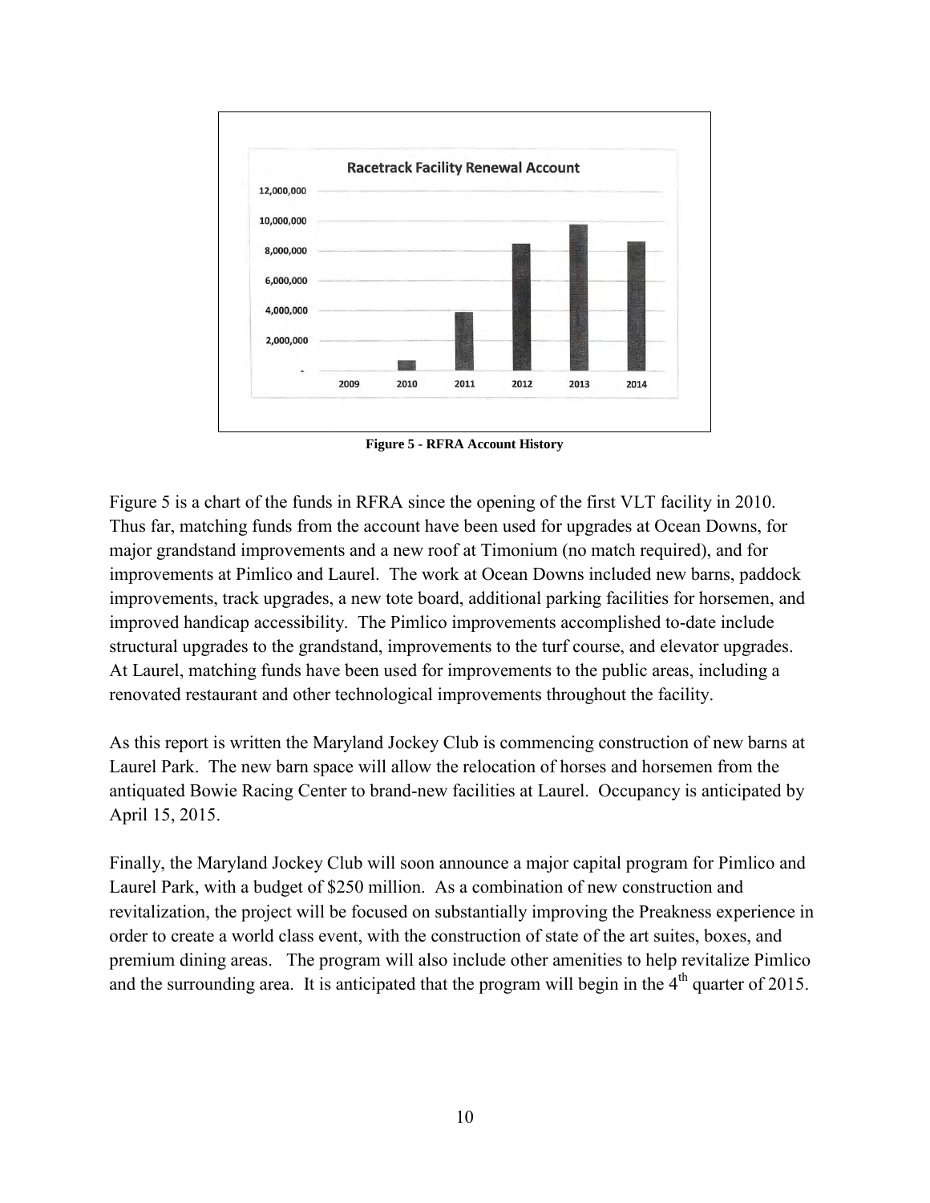**Figure 5 - RFRA Account History**

Figure 5 is a chart of the funds in RFRA since the opening of the first VLT facility in 2010. Thus far, matching funds from the account have been used for upgrades at Ocean Downs, for major grandstand improvements and a new roof at Timonium (no match required), and for improvements at Pimlico and Laurel. The work at Ocean Downs included new barns, paddock improvements, track upgrades, a new tote board, additional parking facilities for horsemen, and improved handicap accessibility. The Pimlico improvements accomplished to-date include structural upgrades to the grandstand, improvements to the turf course, and elevator upgrades. At Laurel, matching funds have been used for improvements to the public areas, including a renovated restaurant and other technological improvements throughout the facility.

As this report is written the Maryland Jockey Club is commencing construction of new barns at Laurel Park. The new barn space will allow the relocation of horses and horsemen from the antiquated Bowie Racing Center to brand-new facilities at Laurel. Occupancy is anticipated by April 15, 2015.

Finally, the Maryland Jockey Club will soon announce a major capital program for Pimlico and Laurel Park, with a budget of $250 million. As a combination of new construction and revitalization, the project will be focused on substantially improving the Preakness experience in order to create a world class event, with the construction of state of the art suites, boxes, and premium dining areas. The program will also include other amenities to help revitalize Pimlico and the surrounding area. It is anticipated that the program will begin in the 4th quarter of 2015.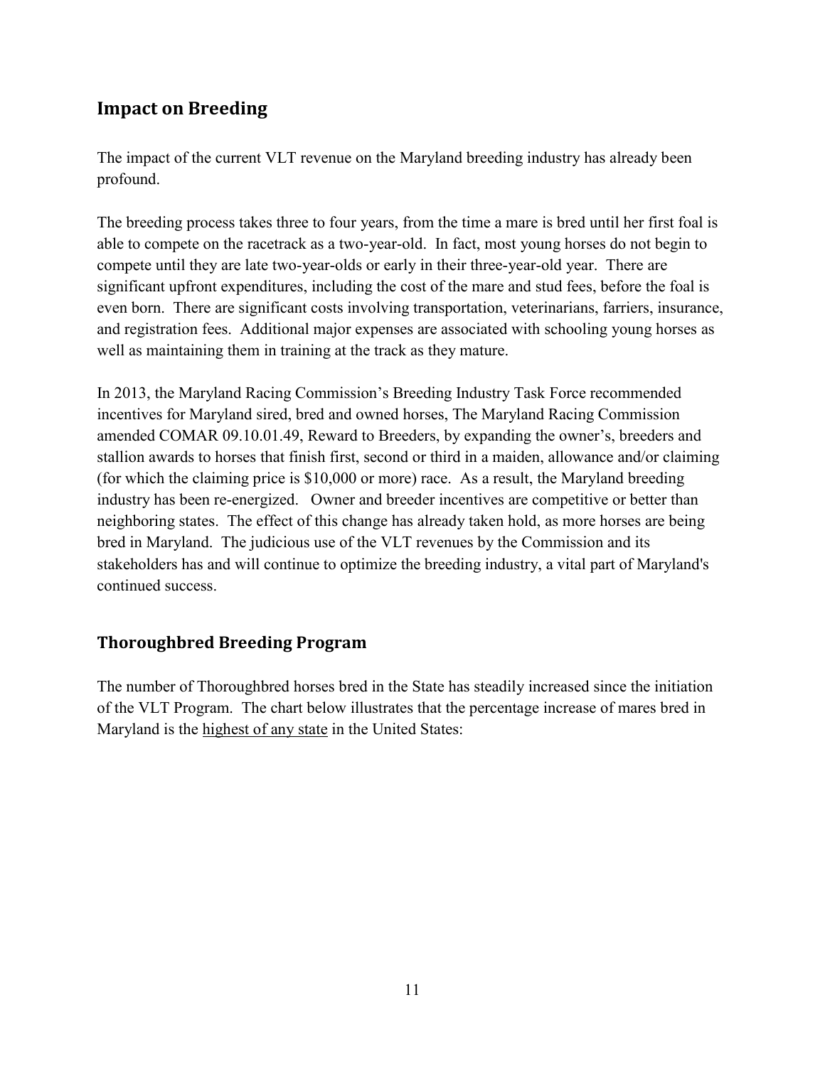## Impact on Breeding

The impact of the current VLT revenue on the Maryland breeding industry has already been profound.

The breeding process takes three to four years, from the time a mare is bred until her first foal is able to compete on the racetrack as a two-year-old. In fact, most young horses do not begin to compete until they are late two-year-olds or early in their three-year-old year. There are significant upfront expenditures, including the cost of the mare and stud fees, before the foal is even born. There are significant costs involving transportation, veterinarians, farriers, insurance, and registration fees. Additional major expenses are associated with schooling young horses as well as maintaining them in training at the track as they mature.

In 2013, the Maryland Racing Commission's Breeding Industry Task Force recommended incentives for Maryland sired, bred and owned horses, The Maryland Racing Commission amended COMAR 09.10.01.49, Reward to Breeders, by expanding the owner's, breeders and stallion awards to horses that finish first, second or third in a maiden, allowance and/or claiming (for which the claiming price is $10,000 or more) race. As a result, the Maryland breeding industry has been re-energized. Owner and breeder incentives are competitive or better than neighboring states. The effect of this change has already taken hold, as more horses are being bred in Maryland. The judicious use of the VLT revenues by the Commission and its stakeholders has and will continue to optimize the breeding industry, a vital part of Maryland's continued success.

## Thoroughbred Breeding Program

The number of Thoroughbred horses bred in the State has steadily increased since the initiation of the VLT Program. The chart below illustrates that the percentage increase of mares bred in Maryland is the <u>highest of any state</u> in the United States: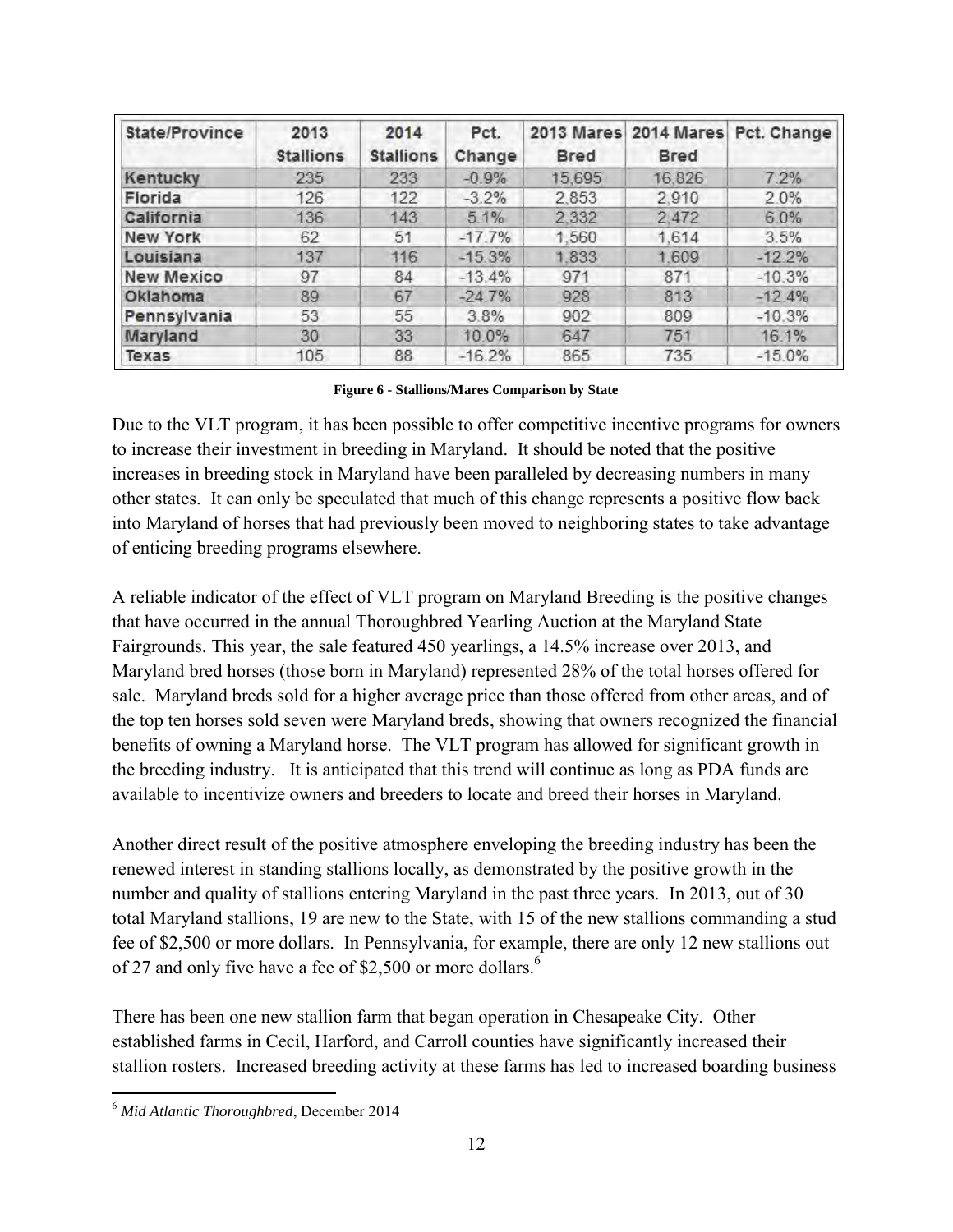| State/Province | 2013 Stallions | 2014 Stallions | Pct. Change | 2013 Mares Bred | 2014 Mares Bred | Pct. Change |
|---|---|---|---|---|---|---|
| Kentucky | 235 | 233 | -0.9% | 15,695 | 16,826 | 7.2% |
| Florida | 126 | 122 | -3.2% | 2,853 | 2,910 | 2.0% |
| California | 136 | 143 | 5.1% | 2,332 | 2,472 | 6.0% |
| New York | 62 | 51 | -17.7% | 1,560 | 1,614 | 3.5% |
| Louisiana | 137 | 116 | -15.3% | 1,833 | 1,609 | -12.2% |
| New Mexico | 97 | 84 | -13.4% | 971 | 871 | -10.3% |
| Oklahoma | 89 | 67 | -24.7% | 928 | 813 | -12.4% |
| Pennsylvania | 53 | 55 | 3.8% | 902 | 809 | -10.3% |
| Maryland | 30 | 33 | 10.0% | 647 | 751 | 16.1% |
| Texas | 105 | 88 | -16.2% | 865 | 735 | -15.0% |

**Figure 6 - Stallions/Mares Comparison by State**

Due to the VLT program, it has been possible to offer competitive incentive programs for owners to increase their investment in breeding in Maryland. It should be noted that the positive increases in breeding stock in Maryland have been paralleled by decreasing numbers in many other states. It can only be speculated that much of this change represents a positive flow back into Maryland of horses that had previously been moved to neighboring states to take advantage of enticing breeding programs elsewhere.

A reliable indicator of the effect of VLT program on Maryland Breeding is the positive changes that have occurred in the annual Thoroughbred Yearling Auction at the Maryland State Fairgrounds. This year, the sale featured 450 yearlings, a 14.5% increase over 2013, and Maryland bred horses (those born in Maryland) represented 28% of the total horses offered for sale. Maryland breds sold for a higher average price than those offered from other areas, and of the top ten horses sold seven were Maryland breds, showing that owners recognized the financial benefits of owning a Maryland horse. The VLT program has allowed for significant growth in the breeding industry. It is anticipated that this trend will continue as long as PDA funds are available to incentivize owners and breeders to locate and breed their horses in Maryland.

Another direct result of the positive atmosphere enveloping the breeding industry has been the renewed interest in standing stallions locally, as demonstrated by the positive growth in the number and quality of stallions entering Maryland in the past three years. In 2013, out of 30 total Maryland stallions, 19 are new to the State, with 15 of the new stallions commanding a stud fee of $2,500 or more dollars. In Pennsylvania, for example, there are only 12 new stallions out of 27 and only five have a fee of $2,500 or more dollars.[6]

There has been one new stallion farm that began operation in Chesapeake City. Other established farms in Cecil, Harford, and Carroll counties have significantly increased their stallion rosters. Increased breeding activity at these farms has led to increased boarding business

[6] *Mid Atlantic Thoroughbred*, December 2014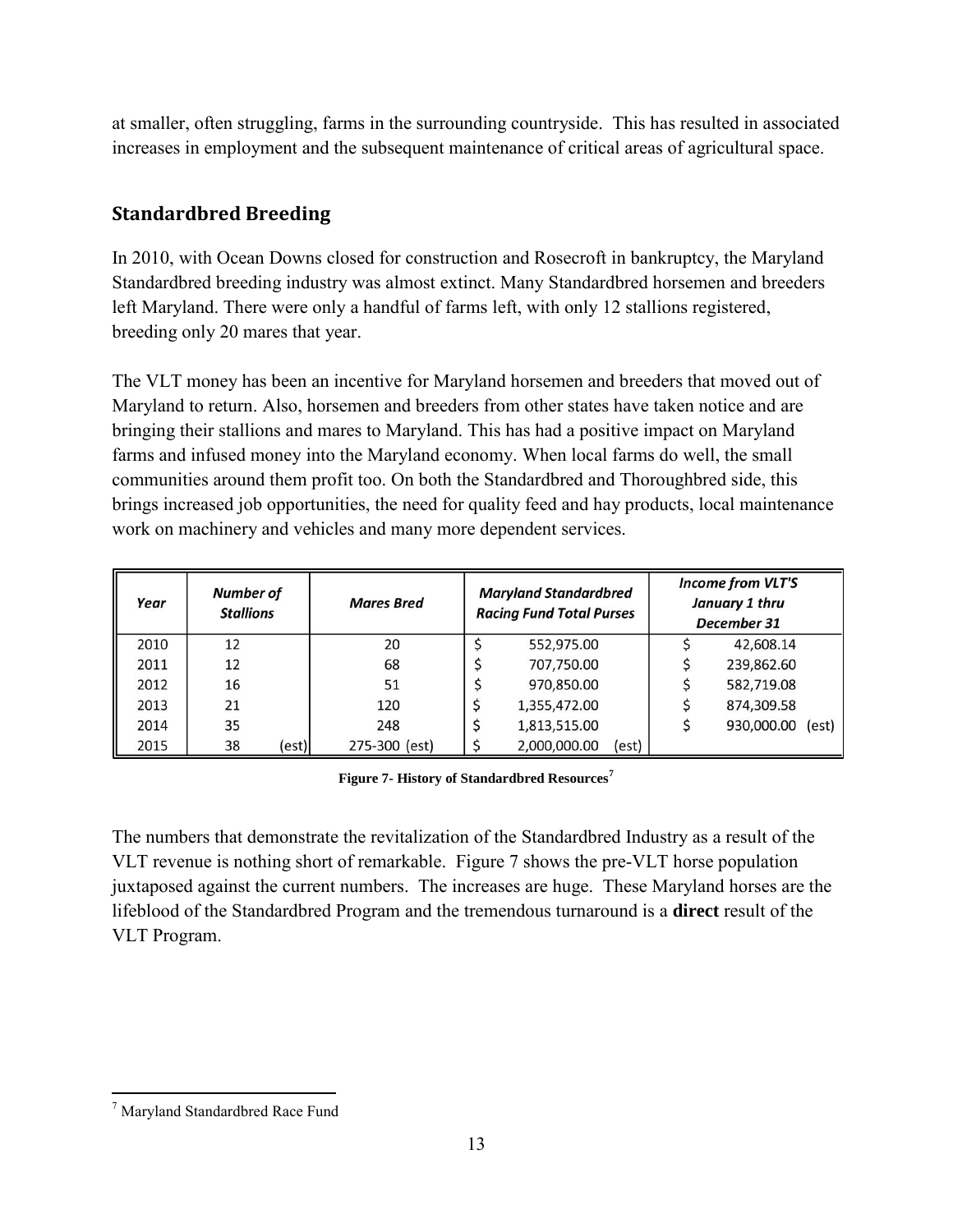at smaller, often struggling, farms in the surrounding countryside. This has resulted in associated increases in employment and the subsequent maintenance of critical areas of agricultural space.

## Standardbred Breeding

In 2010, with Ocean Downs closed for construction and Rosecroft in bankruptcy, the Maryland Standardbred breeding industry was almost extinct. Many Standardbred horsemen and breeders left Maryland. There were only a handful of farms left, with only 12 stallions registered, breeding only 20 mares that year.

The VLT money has been an incentive for Maryland horsemen and breeders that moved out of Maryland to return. Also, horsemen and breeders from other states have taken notice and are bringing their stallions and mares to Maryland. This has had a positive impact on Maryland farms and infused money into the Maryland economy. When local farms do well, the small communities around them profit too. On both the Standardbred and Thoroughbred side, this brings increased job opportunities, the need for quality feed and hay products, local maintenance work on machinery and vehicles and many more dependent services.

| *Year* | *Number of Stallions* | *Mares Bred* | *Maryland Standardbred Racing Fund Total Purses* | *Income from VLT'S January 1 thru December 31* |
|---|---|---|---|---|
| 2010 | 12 | 20 | $ 552,975.00 | $ 42,608.14 |
| 2011 | 12 | 68 | $ 707,750.00 | $ 239,862.60 |
| 2012 | 16 | 51 | $ 970,850.00 | $ 582,719.08 |
| 2013 | 21 | 120 | $ 1,355,472.00 | $ 874,309.58 |
| 2014 | 35 | 248 | $ 1,813,515.00 | $ 930,000.00 (est) |
| 2015 | 38 (est) | 275-300 (est) | $ 2,000,000.00 (est) | |

**Figure 7- History of Standardbred Resources[7]**

The numbers that demonstrate the revitalization of the Standardbred Industry as a result of the VLT revenue is nothing short of remarkable. Figure 7 shows the pre-VLT horse population juxtaposed against the current numbers. The increases are huge. These Maryland horses are the lifeblood of the Standardbred Program and the tremendous turnaround is a **direct** result of the VLT Program.

[7] Maryland Standardbred Race Fund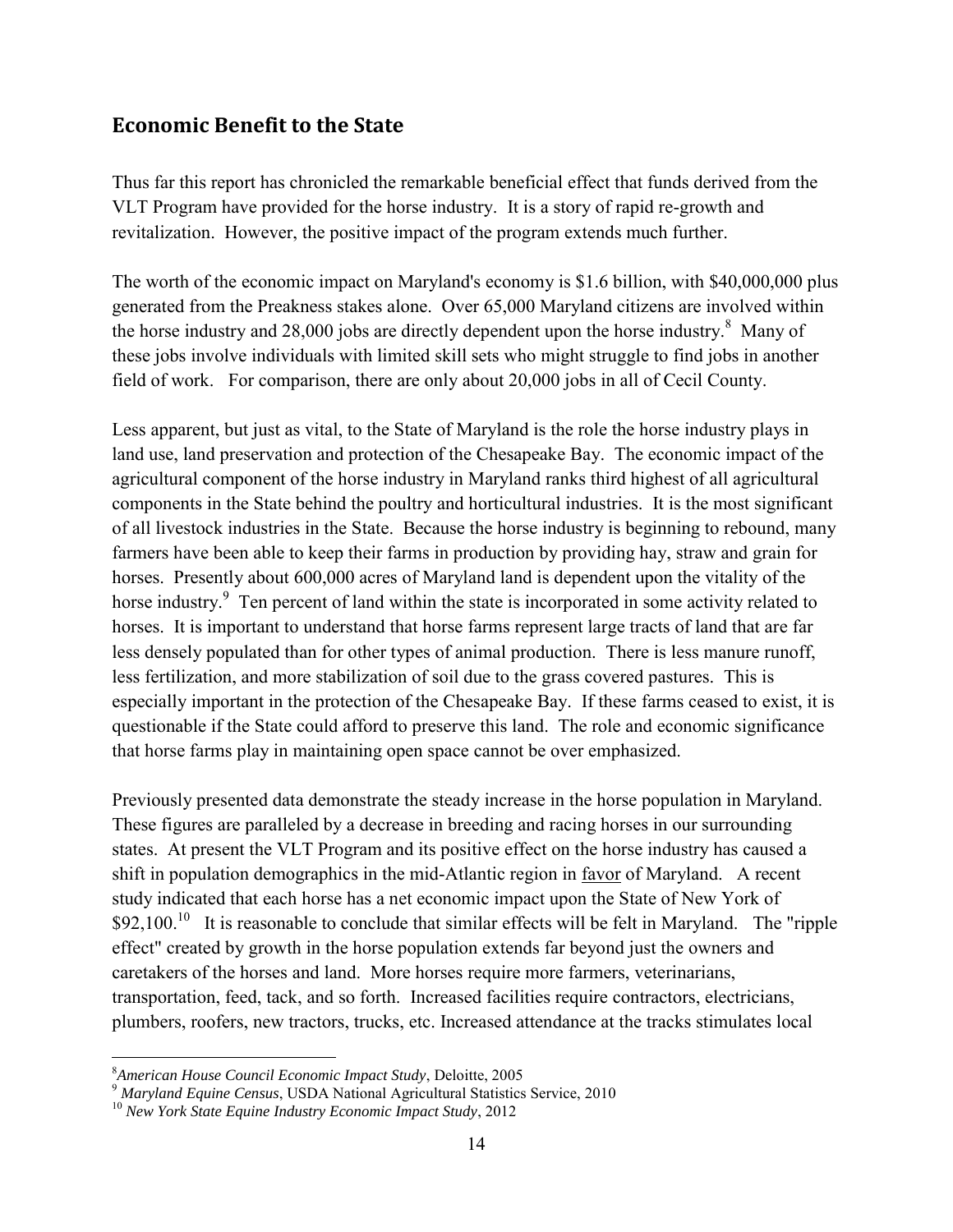## Economic Benefit to the State

Thus far this report has chronicled the remarkable beneficial effect that funds derived from the VLT Program have provided for the horse industry. It is a story of rapid re-growth and revitalization. However, the positive impact of the program extends much further.

The worth of the economic impact on Maryland's economy is $1.6 billion, with $40,000,000 plus generated from the Preakness stakes alone. Over 65,000 Maryland citizens are involved within the horse industry and 28,000 jobs are directly dependent upon the horse industry.[8] Many of these jobs involve individuals with limited skill sets who might struggle to find jobs in another field of work. For comparison, there are only about 20,000 jobs in all of Cecil County.

Less apparent, but just as vital, to the State of Maryland is the role the horse industry plays in land use, land preservation and protection of the Chesapeake Bay. The economic impact of the agricultural component of the horse industry in Maryland ranks third highest of all agricultural components in the State behind the poultry and horticultural industries. It is the most significant of all livestock industries in the State. Because the horse industry is beginning to rebound, many farmers have been able to keep their farms in production by providing hay, straw and grain for horses. Presently about 600,000 acres of Maryland land is dependent upon the vitality of the horse industry.[9] Ten percent of land within the state is incorporated in some activity related to horses. It is important to understand that horse farms represent large tracts of land that are far less densely populated than for other types of animal production. There is less manure runoff, less fertilization, and more stabilization of soil due to the grass covered pastures. This is especially important in the protection of the Chesapeake Bay. If these farms ceased to exist, it is questionable if the State could afford to preserve this land. The role and economic significance that horse farms play in maintaining open space cannot be over emphasized.

Previously presented data demonstrate the steady increase in the horse population in Maryland. These figures are paralleled by a decrease in breeding and racing horses in our surrounding states. At present the VLT Program and its positive effect on the horse industry has caused a shift in population demographics in the mid-Atlantic region in favor of Maryland. A recent study indicated that each horse has a net economic impact upon the State of New York of $92,100.[10] It is reasonable to conclude that similar effects will be felt in Maryland. The "ripple effect" created by growth in the horse population extends far beyond just the owners and caretakers of the horses and land. More horses require more farmers, veterinarians, transportation, feed, tack, and so forth. Increased facilities require contractors, electricians, plumbers, roofers, new tractors, trucks, etc. Increased attendance at the tracks stimulates local

---

[8] *American House Council Economic Impact Study*, Deloitte, 2005

[9] *Maryland Equine Census*, USDA National Agricultural Statistics Service, 2010

[10] *New York State Equine Industry Economic Impact Study*, 2012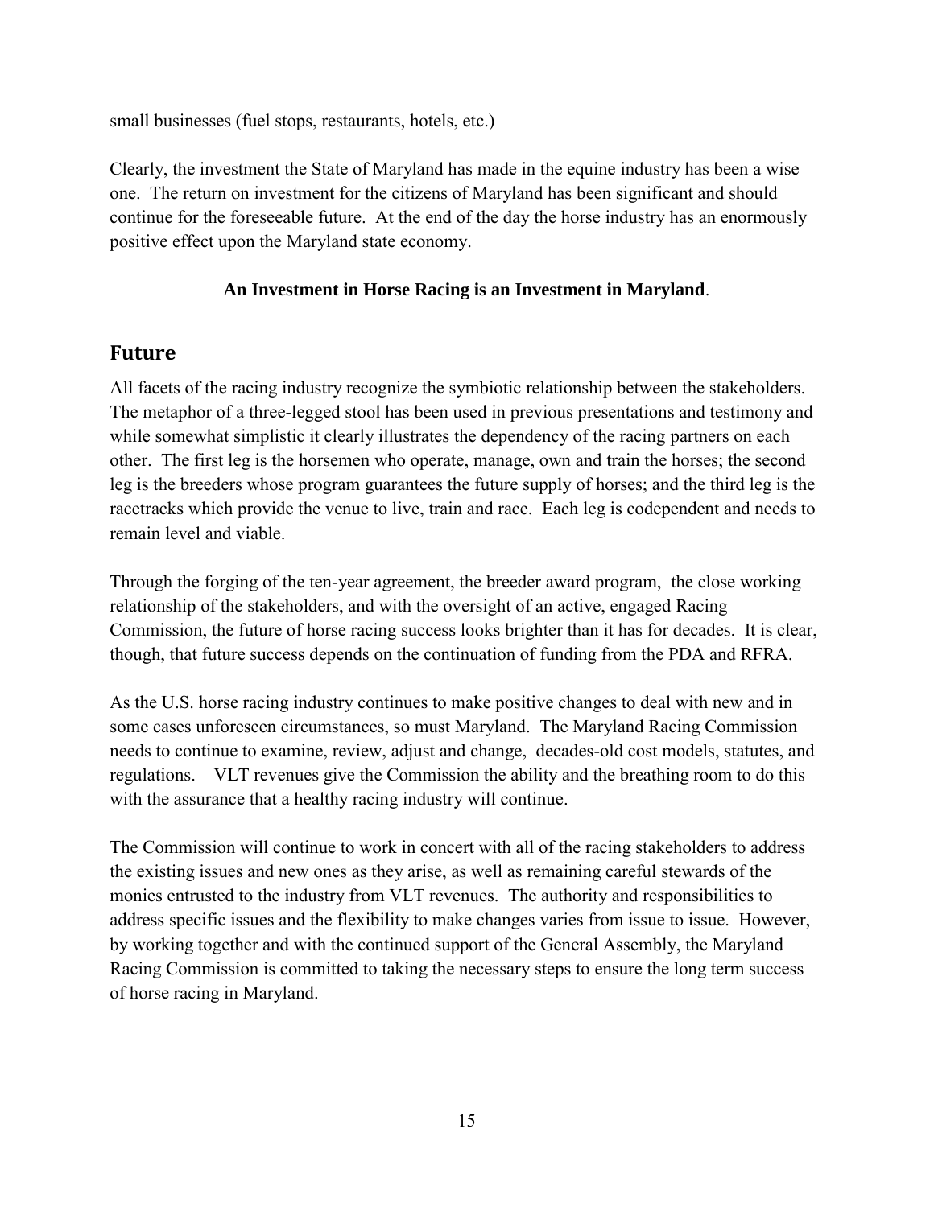small businesses (fuel stops, restaurants, hotels, etc.)

Clearly, the investment the State of Maryland has made in the equine industry has been a wise one. The return on investment for the citizens of Maryland has been significant and should continue for the foreseeable future. At the end of the day the horse industry has an enormously positive effect upon the Maryland state economy.

**An Investment in Horse Racing is an Investment in Maryland**.

## Future

All facets of the racing industry recognize the symbiotic relationship between the stakeholders. The metaphor of a three-legged stool has been used in previous presentations and testimony and while somewhat simplistic it clearly illustrates the dependency of the racing partners on each other. The first leg is the horsemen who operate, manage, own and train the horses; the second leg is the breeders whose program guarantees the future supply of horses; and the third leg is the racetracks which provide the venue to live, train and race. Each leg is codependent and needs to remain level and viable.

Through the forging of the ten-year agreement, the breeder award program, the close working relationship of the stakeholders, and with the oversight of an active, engaged Racing Commission, the future of horse racing success looks brighter than it has for decades. It is clear, though, that future success depends on the continuation of funding from the PDA and RFRA.

As the U.S. horse racing industry continues to make positive changes to deal with new and in some cases unforeseen circumstances, so must Maryland. The Maryland Racing Commission needs to continue to examine, review, adjust and change, decades-old cost models, statutes, and regulations. VLT revenues give the Commission the ability and the breathing room to do this with the assurance that a healthy racing industry will continue.

The Commission will continue to work in concert with all of the racing stakeholders to address the existing issues and new ones as they arise, as well as remaining careful stewards of the monies entrusted to the industry from VLT revenues. The authority and responsibilities to address specific issues and the flexibility to make changes varies from issue to issue. However, by working together and with the continued support of the General Assembly, the Maryland Racing Commission is committed to taking the necessary steps to ensure the long term success of horse racing in Maryland.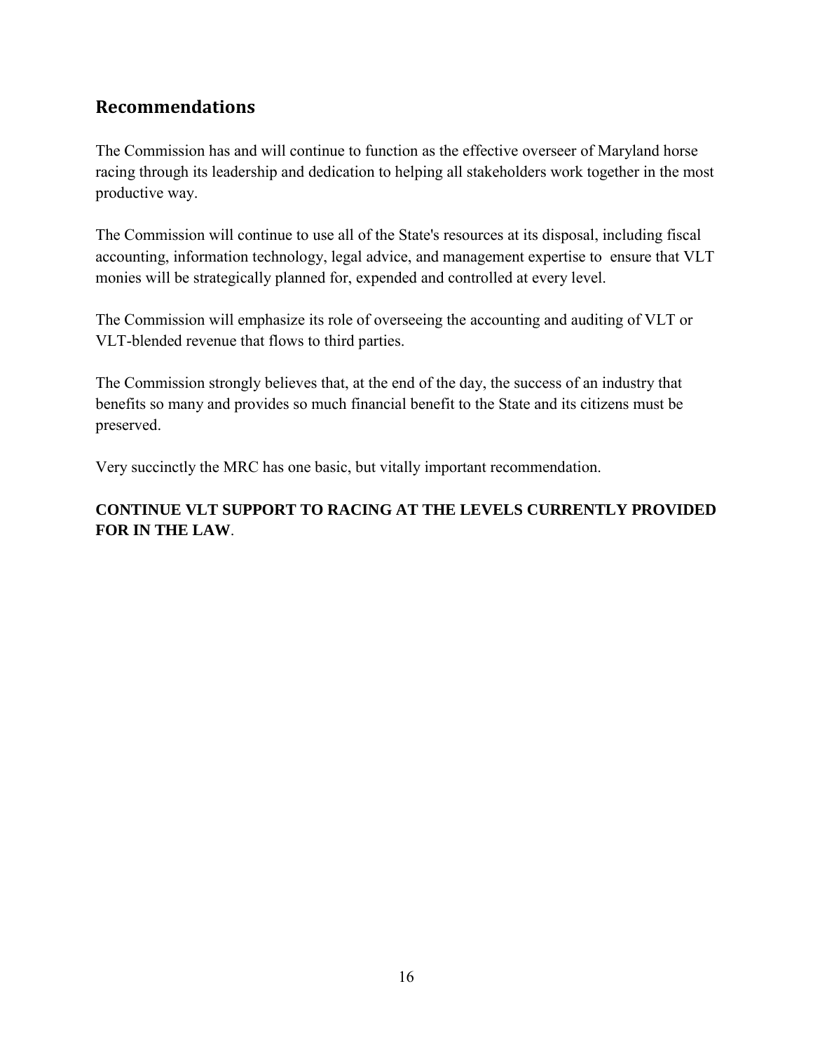## Recommendations

The Commission has and will continue to function as the effective overseer of Maryland horse racing through its leadership and dedication to helping all stakeholders work together in the most productive way.

The Commission will continue to use all of the State's resources at its disposal, including fiscal accounting, information technology, legal advice, and management expertise to ensure that VLT monies will be strategically planned for, expended and controlled at every level.

The Commission will emphasize its role of overseeing the accounting and auditing of VLT or VLT-blended revenue that flows to third parties.

The Commission strongly believes that, at the end of the day, the success of an industry that benefits so many and provides so much financial benefit to the State and its citizens must be preserved.

Very succinctly the MRC has one basic, but vitally important recommendation.

**CONTINUE VLT SUPPORT TO RACING AT THE LEVELS CURRENTLY PROVIDED FOR IN THE LAW**.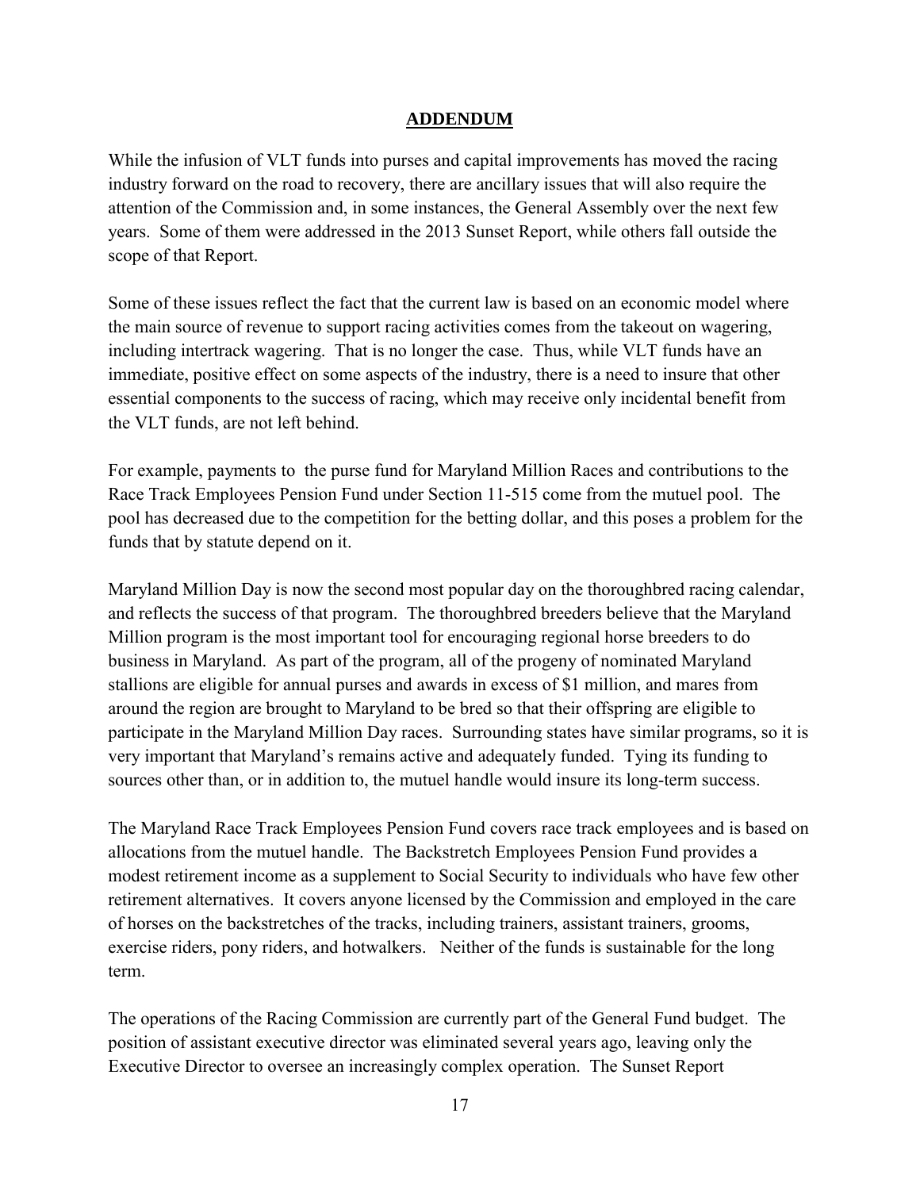## ADDENDUM

While the infusion of VLT funds into purses and capital improvements has moved the racing industry forward on the road to recovery, there are ancillary issues that will also require the attention of the Commission and, in some instances, the General Assembly over the next few years. Some of them were addressed in the 2013 Sunset Report, while others fall outside the scope of that Report.

Some of these issues reflect the fact that the current law is based on an economic model where the main source of revenue to support racing activities comes from the takeout on wagering, including intertrack wagering. That is no longer the case. Thus, while VLT funds have an immediate, positive effect on some aspects of the industry, there is a need to insure that other essential components to the success of racing, which may receive only incidental benefit from the VLT funds, are not left behind.

For example, payments to the purse fund for Maryland Million Races and contributions to the Race Track Employees Pension Fund under Section 11-515 come from the mutuel pool. The pool has decreased due to the competition for the betting dollar, and this poses a problem for the funds that by statute depend on it.

Maryland Million Day is now the second most popular day on the thoroughbred racing calendar, and reflects the success of that program. The thoroughbred breeders believe that the Maryland Million program is the most important tool for encouraging regional horse breeders to do business in Maryland. As part of the program, all of the progeny of nominated Maryland stallions are eligible for annual purses and awards in excess of $1 million, and mares from around the region are brought to Maryland to be bred so that their offspring are eligible to participate in the Maryland Million Day races. Surrounding states have similar programs, so it is very important that Maryland's remains active and adequately funded. Tying its funding to sources other than, or in addition to, the mutuel handle would insure its long-term success.

The Maryland Race Track Employees Pension Fund covers race track employees and is based on allocations from the mutuel handle. The Backstretch Employees Pension Fund provides a modest retirement income as a supplement to Social Security to individuals who have few other retirement alternatives. It covers anyone licensed by the Commission and employed in the care of horses on the backstretches of the tracks, including trainers, assistant trainers, grooms, exercise riders, pony riders, and hotwalkers. Neither of the funds is sustainable for the long term.

The operations of the Racing Commission are currently part of the General Fund budget. The position of assistant executive director was eliminated several years ago, leaving only the Executive Director to oversee an increasingly complex operation. The Sunset Report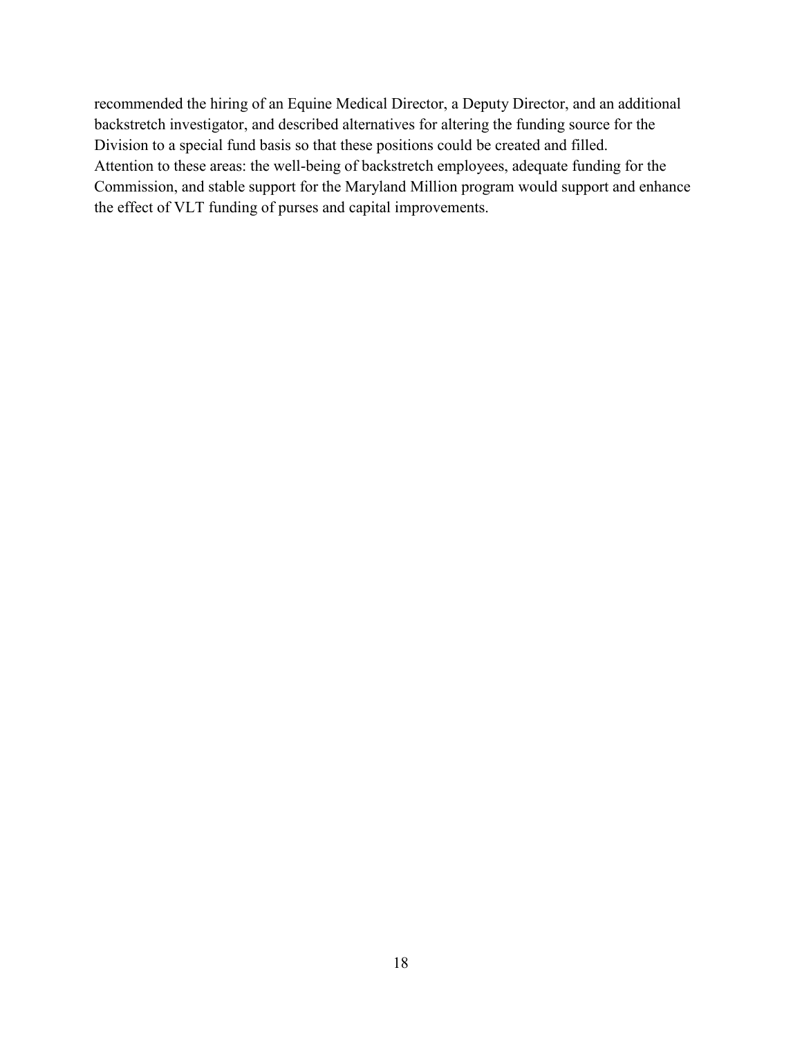recommended the hiring of an Equine Medical Director, a Deputy Director, and an additional backstretch investigator, and described alternatives for altering the funding source for the Division to a special fund basis so that these positions could be created and filled.

Attention to these areas: the well-being of backstretch employees, adequate funding for the Commission, and stable support for the Maryland Million program would support and enhance the effect of VLT funding of purses and capital improvements.